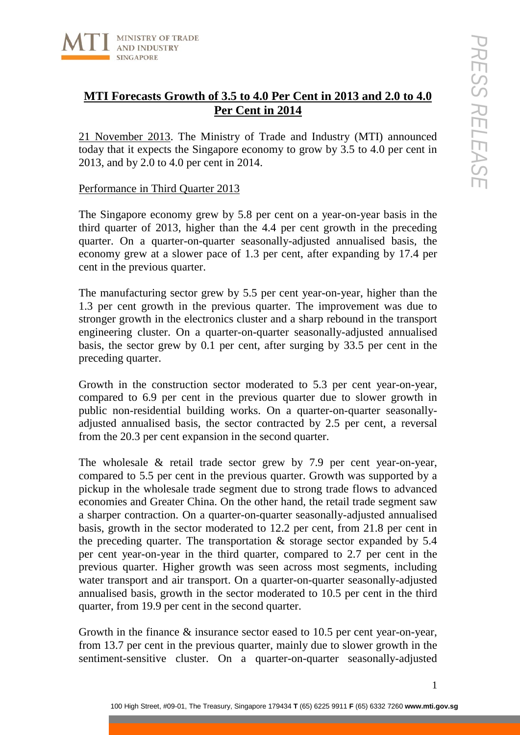# MTI Forecasts Growth of 3.5 to 4.0 Per Cent in 2013 and 2.0 to 4.0 Per Cent in 2014

21 November 2013. The Ministry of Trade and Industry (MTI) announced today that it expects the Singapore economy to grow by 3.5 to 4.0 per cent in 2013, and by 2.0 to 4.0 per cent in 2014.

## Performance in Third Quarter 2013

The Singapore economy grew by 5.8 per cent on a year-on-year basis in the third quarter of 2013, higher than the 4.4 per cent growth in the preceding quarter. On a quarter-on-quarter seasonally-adjusted annualised basis, the economy grew at a slower pace of 1.3 per cent, after expanding by 17.4 per cent in the previous quarter.

The manufacturing sector grew by 5.5 per cent year-on-year, higher than the 1.3 per cent growth in the previous quarter. The improvement was due to stronger growth in the electronics cluster and a sharp rebound in the transport engineering cluster. On a quarter-on-quarter seasonally-adjusted annualised basis, the sector grew by 0.1 per cent, after surging by 33.5 per cent in the preceding quarter.

Growth in the construction sector moderated to 5.3 per cent year-on-year, compared to 6.9 per cent in the previous quarter due to slower growth in public non-residential building works. On a quarter-on-quarter seasonally-adjusted annualised basis, the sector contracted by 2.5 per cent, a reversal from the 20.3 per cent expansion in the second quarter.

The wholesale & retail trade sector grew by 7.9 per cent year-on-year, compared to 5.5 per cent in the previous quarter. Growth was supported by a pickup in the wholesale trade segment due to strong trade flows to advanced economies and Greater China. On the other hand, the retail trade segment saw a sharper contraction. On a quarter-on-quarter seasonally-adjusted annualised basis, growth in the sector moderated to 12.2 per cent, from 21.8 per cent in the preceding quarter. The transportation & storage sector expanded by 5.4 per cent year-on-year in the third quarter, compared to 2.7 per cent in the previous quarter. Higher growth was seen across most segments, including water transport and air transport. On a quarter-on-quarter seasonally-adjusted annualised basis, growth in the sector moderated to 10.5 per cent in the third quarter, from 19.9 per cent in the second quarter.

Growth in the finance & insurance sector eased to 10.5 per cent year-on-year, from 13.7 per cent in the previous quarter, mainly due to slower growth in the sentiment-sensitive cluster. On a quarter-on-quarter seasonally-adjusted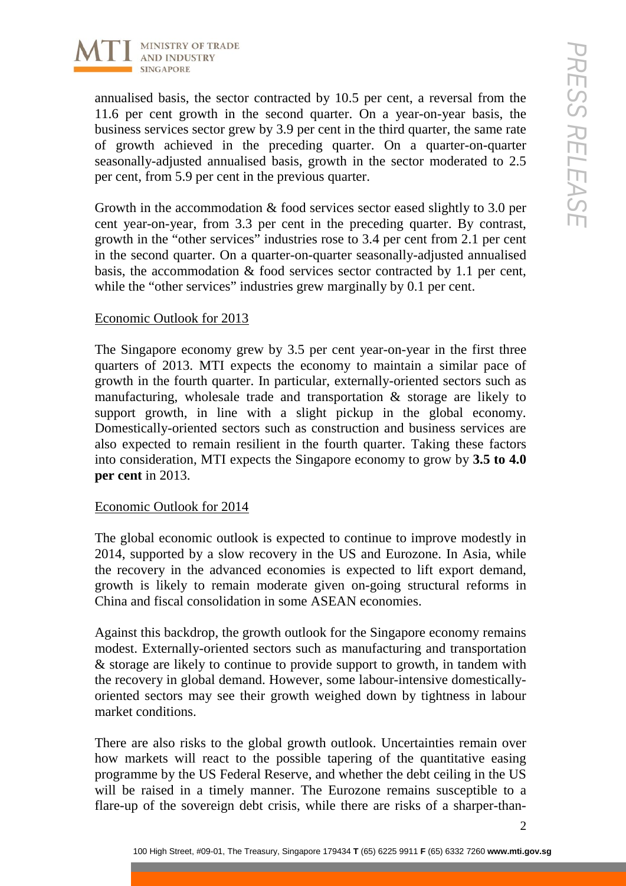annualised basis, the sector contracted by 10.5 per cent, a reversal from the 11.6 per cent growth in the second quarter. On a year-on-year basis, the business services sector grew by 3.9 per cent in the third quarter, the same rate of growth achieved in the preceding quarter. On a quarter-on-quarter seasonally-adjusted annualised basis, growth in the sector moderated to 2.5 per cent, from 5.9 per cent in the previous quarter.

Growth in the accommodation & food services sector eased slightly to 3.0 per cent year-on-year, from 3.3 per cent in the preceding quarter. By contrast, growth in the "other services" industries rose to 3.4 per cent from 2.1 per cent in the second quarter. On a quarter-on-quarter seasonally-adjusted annualised basis, the accommodation & food services sector contracted by 1.1 per cent, while the "other services" industries grew marginally by 0.1 per cent.

## Economic Outlook for 2013

The Singapore economy grew by 3.5 per cent year-on-year in the first three quarters of 2013. MTI expects the economy to maintain a similar pace of growth in the fourth quarter. In particular, externally-oriented sectors such as manufacturing, wholesale trade and transportation & storage are likely to support growth, in line with a slight pickup in the global economy. Domestically-oriented sectors such as construction and business services are also expected to remain resilient in the fourth quarter. Taking these factors into consideration, MTI expects the Singapore economy to grow by **3.5 to 4.0 per cent** in 2013.

## Economic Outlook for 2014

The global economic outlook is expected to continue to improve modestly in 2014, supported by a slow recovery in the US and Eurozone. In Asia, while the recovery in the advanced economies is expected to lift export demand, growth is likely to remain moderate given on-going structural reforms in China and fiscal consolidation in some ASEAN economies.

Against this backdrop, the growth outlook for the Singapore economy remains modest. Externally-oriented sectors such as manufacturing and transportation & storage are likely to continue to provide support to growth, in tandem with the recovery in global demand. However, some labour-intensive domestically-oriented sectors may see their growth weighed down by tightness in labour market conditions.

There are also risks to the global growth outlook. Uncertainties remain over how markets will react to the possible tapering of the quantitative easing programme by the US Federal Reserve, and whether the debt ceiling in the US will be raised in a timely manner. The Eurozone remains susceptible to a flare-up of the sovereign debt crisis, while there are risks of a sharper-than-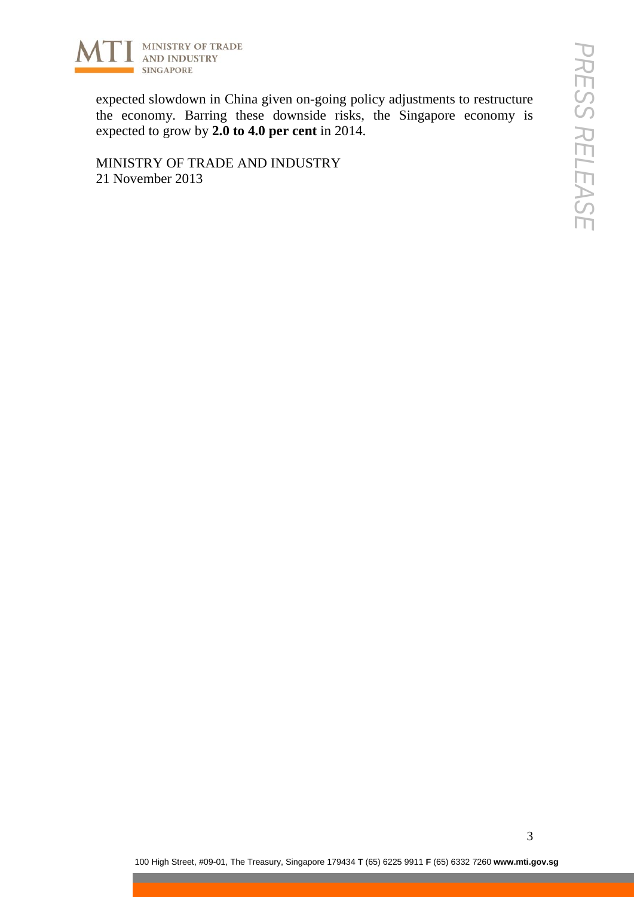expected slowdown in China given on-going policy adjustments to restructure the economy. Barring these downside risks, the Singapore economy is expected to grow by **2.0 to 4.0 per cent** in 2014.

MINISTRY OF TRADE AND INDUSTRY
21 November 2013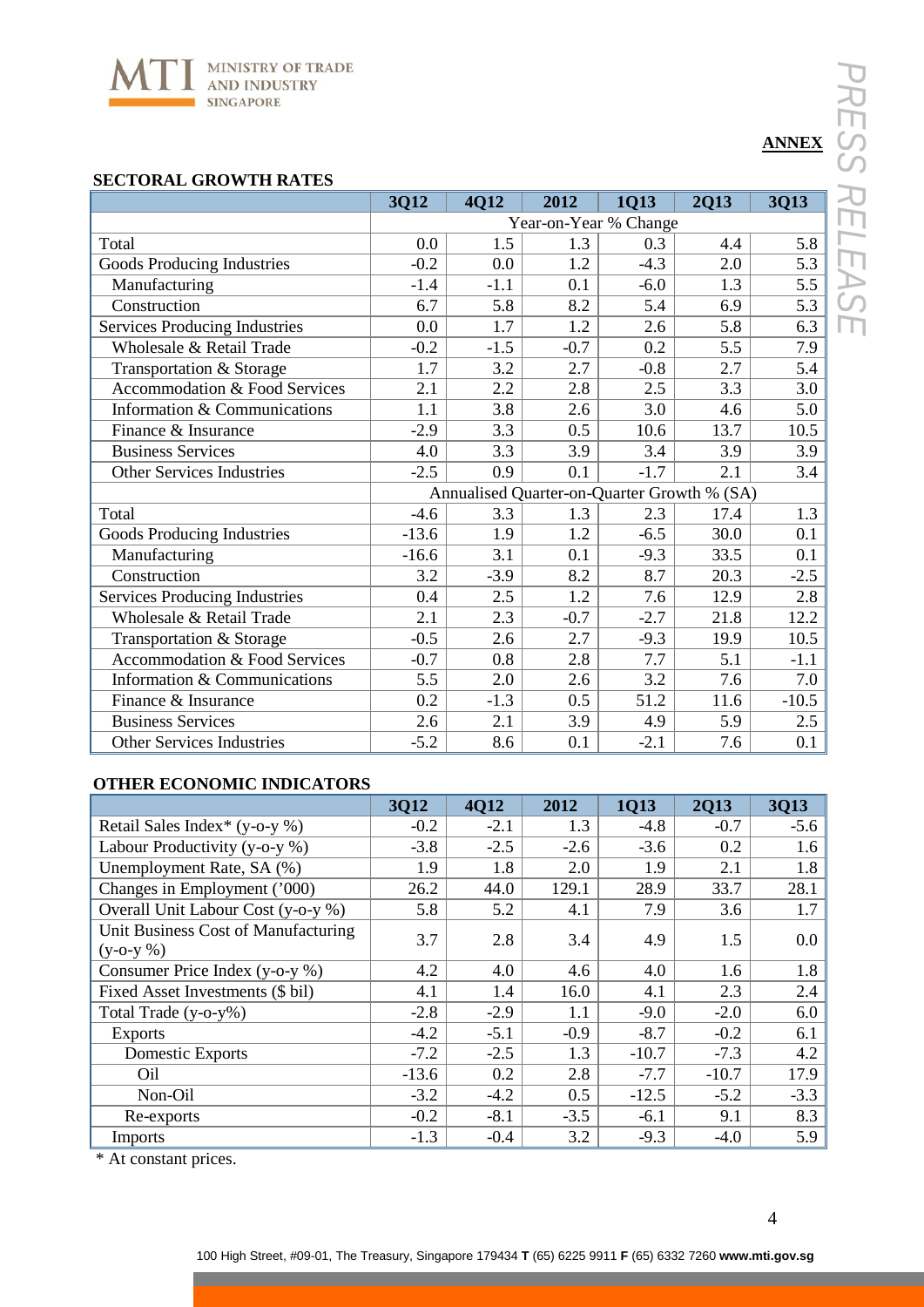**ANNEX**

**SECTORAL GROWTH RATES**

| | 3Q12 | 4Q12 | 2012 | 1Q13 | 2Q13 | 3Q13 |
|---|---|---|---|---|---|---|
| | Year-on-Year % Change | | | | | |
| Total | 0.0 | 1.5 | 1.3 | 0.3 | 4.4 | 5.8 |
| Goods Producing Industries | -0.2 | 0.0 | 1.2 | -4.3 | 2.0 | 5.3 |
| Manufacturing | -1.4 | -1.1 | 0.1 | -6.0 | 1.3 | 5.5 |
| Construction | 6.7 | 5.8 | 8.2 | 5.4 | 6.9 | 5.3 |
| Services Producing Industries | 0.0 | 1.7 | 1.2 | 2.6 | 5.8 | 6.3 |
| Wholesale & Retail Trade | -0.2 | -1.5 | -0.7 | 0.2 | 5.5 | 7.9 |
| Transportation & Storage | 1.7 | 3.2 | 2.7 | -0.8 | 2.7 | 5.4 |
| Accommodation & Food Services | 2.1 | 2.2 | 2.8 | 2.5 | 3.3 | 3.0 |
| Information & Communications | 1.1 | 3.8 | 2.6 | 3.0 | 4.6 | 5.0 |
| Finance & Insurance | -2.9 | 3.3 | 0.5 | 10.6 | 13.7 | 10.5 |
| Business Services | 4.0 | 3.3 | 3.9 | 3.4 | 3.9 | 3.9 |
| Other Services Industries | -2.5 | 0.9 | 0.1 | -1.7 | 2.1 | 3.4 |
| | Annualised Quarter-on-Quarter Growth % (SA) | | | | | |
| Total | -4.6 | 3.3 | 1.3 | 2.3 | 17.4 | 1.3 |
| Goods Producing Industries | -13.6 | 1.9 | 1.2 | -6.5 | 30.0 | 0.1 |
| Manufacturing | -16.6 | 3.1 | 0.1 | -9.3 | 33.5 | 0.1 |
| Construction | 3.2 | -3.9 | 8.2 | 8.7 | 20.3 | -2.5 |
| Services Producing Industries | 0.4 | 2.5 | 1.2 | 7.6 | 12.9 | 2.8 |
| Wholesale & Retail Trade | 2.1 | 2.3 | -0.7 | -2.7 | 21.8 | 12.2 |
| Transportation & Storage | -0.5 | 2.6 | 2.7 | -9.3 | 19.9 | 10.5 |
| Accommodation & Food Services | -0.7 | 0.8 | 2.8 | 7.7 | 5.1 | -1.1 |
| Information & Communications | 5.5 | 2.0 | 2.6 | 3.2 | 7.6 | 7.0 |
| Finance & Insurance | 0.2 | -1.3 | 0.5 | 51.2 | 11.6 | -10.5 |
| Business Services | 2.6 | 2.1 | 3.9 | 4.9 | 5.9 | 2.5 |
| Other Services Industries | -5.2 | 8.6 | 0.1 | -2.1 | 7.6 | 0.1 |

**OTHER ECONOMIC INDICATORS**

| | 3Q12 | 4Q12 | 2012 | 1Q13 | 2Q13 | 3Q13 |
|---|---|---|---|---|---|---|
| Retail Sales Index* (y-o-y %) | -0.2 | -2.1 | 1.3 | -4.8 | -0.7 | -5.6 |
| Labour Productivity (y-o-y %) | -3.8 | -2.5 | -2.6 | -3.6 | 0.2 | 1.6 |
| Unemployment Rate, SA (%) | 1.9 | 1.8 | 2.0 | 1.9 | 2.1 | 1.8 |
| Changes in Employment ('000) | 26.2 | 44.0 | 129.1 | 28.9 | 33.7 | 28.1 |
| Overall Unit Labour Cost (y-o-y %) | 5.8 | 5.2 | 4.1 | 7.9 | 3.6 | 1.7 |
| Unit Business Cost of Manufacturing (y-o-y %) | 3.7 | 2.8 | 3.4 | 4.9 | 1.5 | 0.0 |
| Consumer Price Index (y-o-y %) | 4.2 | 4.0 | 4.6 | 4.0 | 1.6 | 1.8 |
| Fixed Asset Investments ($ bil) | 4.1 | 1.4 | 16.0 | 4.1 | 2.3 | 2.4 |
| Total Trade (y-o-y%) | -2.8 | -2.9 | 1.1 | -9.0 | -2.0 | 6.0 |
| Exports | -4.2 | -5.1 | -0.9 | -8.7 | -0.2 | 6.1 |
| Domestic Exports | -7.2 | -2.5 | 1.3 | -10.7 | -7.3 | 4.2 |
| Oil | -13.6 | 0.2 | 2.8 | -7.7 | -10.7 | 17.9 |
| Non-Oil | -3.2 | -4.2 | 0.5 | -12.5 | -5.2 | -3.3 |
| Re-exports | -0.2 | -8.1 | -3.5 | -6.1 | 9.1 | 8.3 |
| Imports | -1.3 | -0.4 | 3.2 | -9.3 | -4.0 | 5.9 |

* At constant prices.